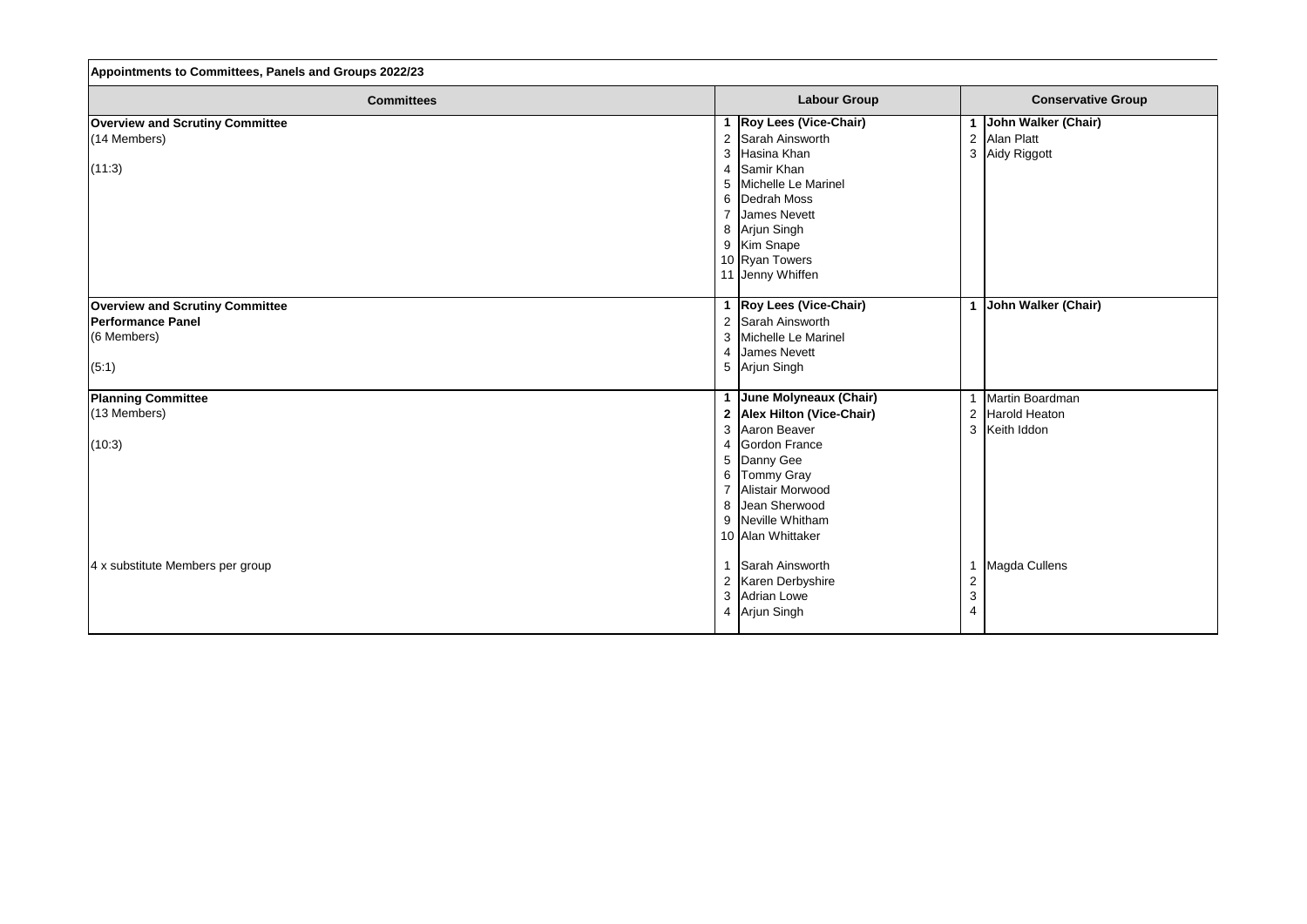## Appointments to Committees, Panels and Groups 2022/23

| Committees | | Labour Group | | Conservative Group |
|---|---|---|---|---|
| **Overview and Scrutiny Committee** | **1** | **Roy Lees (Vice-Chair)** | **1** | **John Walker (Chair)** |
| (14 Members) | 2 | Sarah Ainsworth | 2 | Alan Platt |
| | 3 | Hasina Khan | 3 | Aidy Riggott |
| (11:3) | 4 | Samir Khan | | |
| | 5 | Michelle Le Marinel | | |
| | 6 | Dedrah Moss | | |
| | 7 | James Nevett | | |
| | 8 | Arjun Singh | | |
| | 9 | Kim Snape | | |
| | 10 | Ryan Towers | | |
| | 11 | Jenny Whiffen | | |
| **Overview and Scrutiny Committee** | **1** | **Roy Lees (Vice-Chair)** | **1** | **John Walker (Chair)** |
| **Performance Panel** | 2 | Sarah Ainsworth | | |
| (6 Members) | 3 | Michelle Le Marinel | | |
| | 4 | James Nevett | | |
| (5:1) | 5 | Arjun Singh | | |
| **Planning Committee** | **1** | **June Molyneaux (Chair)** | 1 | Martin Boardman |
| (13 Members) | **2** | **Alex Hilton (Vice-Chair)** | 2 | Harold Heaton |
| | 3 | Aaron Beaver | 3 | Keith Iddon |
| (10:3) | 4 | Gordon France | | |
| | 5 | Danny Gee | | |
| | 6 | Tommy Gray | | |
| | 7 | Alistair Morwood | | |
| | 8 | Jean Sherwood | | |
| | 9 | Neville Whitham | | |
| | 10 | Alan Whittaker | | |
| 4 x substitute Members per group | 1 | Sarah Ainsworth | 1 | Magda Cullens |
| | 2 | Karen Derbyshire | 2 | |
| | 3 | Adrian Lowe | 3 | |
| | 4 | Arjun Singh | 4 | |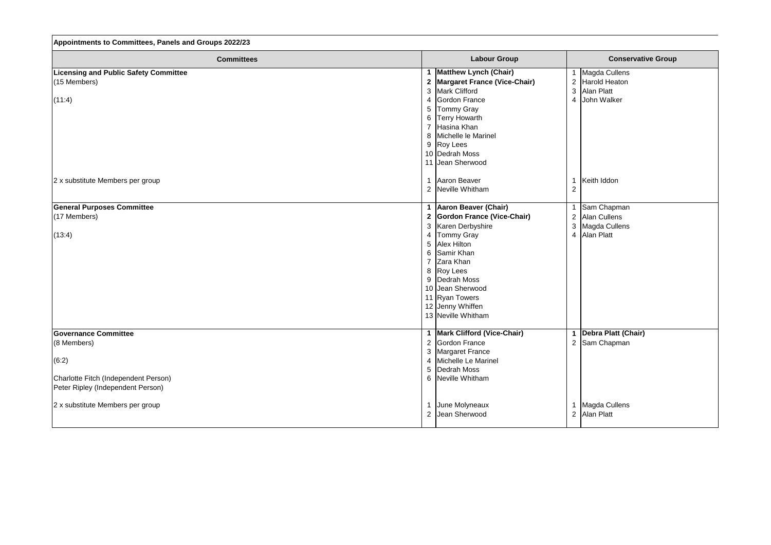**Appointments to Committees, Panels and Groups 2022/23**

| Committees | | Labour Group | | Conservative Group |
|---|---|---|---|---|
| **Licensing and Public Safety Committee** | **1** | **Matthew Lynch (Chair)** | 1 | Magda Cullens |
| (15 Members) | **2** | **Margaret France (Vice-Chair)** | 2 | Harold Heaton |
| | 3 | Mark Clifford | 3 | Alan Platt |
| (11:4) | 4 | Gordon France | 4 | John Walker |
| | 5 | Tommy Gray | | |
| | 6 | Terry Howarth | | |
| | 7 | Hasina Khan | | |
| | 8 | Michelle le Marinel | | |
| | 9 | Roy Lees | | |
| | 10 | Dedrah Moss | | |
| | 11 | Jean Sherwood | | |
| 2 x substitute Members per group | 1 | Aaron Beaver | 1 | Keith Iddon |
| | 2 | Neville Whitham | 2 | |
| **General Purposes Committee** | **1** | **Aaron Beaver (Chair)** | 1 | Sam Chapman |
| (17 Members) | **2** | **Gordon France (Vice-Chair)** | 2 | Alan Cullens |
| | 3 | Karen Derbyshire | 3 | Magda Cullens |
| (13:4) | 4 | Tommy Gray | 4 | Alan Platt |
| | 5 | Alex Hilton | | |
| | 6 | Samir Khan | | |
| | 7 | Zara Khan | | |
| | 8 | Roy Lees | | |
| | 9 | Dedrah Moss | | |
| | 10 | Jean Sherwood | | |
| | 11 | Ryan Towers | | |
| | 12 | Jenny Whiffen | | |
| | 13 | Neville Whitham | | |
| **Governance Committee** | **1** | **Mark Clifford (Vice-Chair)** | **1** | **Debra Platt (Chair)** |
| (8 Members) | 2 | Gordon France | 2 | Sam Chapman |
| | 3 | Margaret France | | |
| (6:2) | 4 | Michelle Le Marinel | | |
| | 5 | Dedrah Moss | | |
| Charlotte Fitch (Independent Person) | 6 | Neville Whitham | | |
| Peter Ripley (Independent Person) | | | | |
| 2 x substitute Members per group | 1 | June Molyneaux | 1 | Magda Cullens |
| | 2 | Jean Sherwood | 2 | Alan Platt |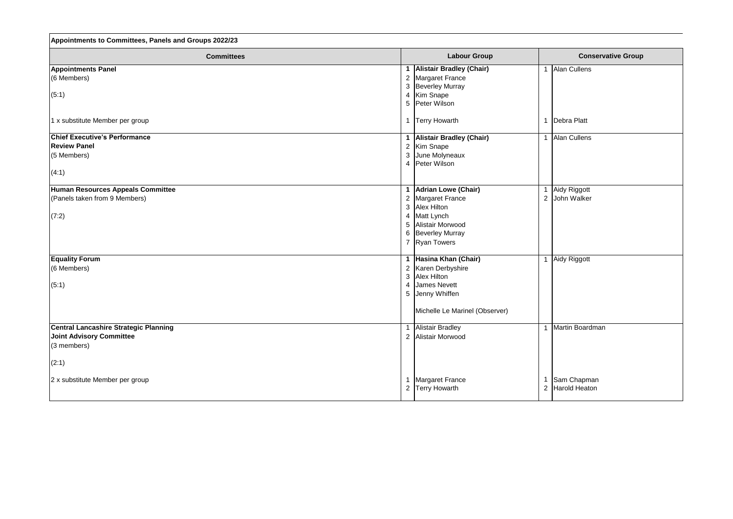**Appointments to Committees, Panels and Groups 2022/23**

| Committees | | Labour Group | | Conservative Group |
|---|---|---|---|---|
| **Appointments Panel** | **1** | **Alistair Bradley (Chair)** | 1 | Alan Cullens |
| (6 Members) | 2 | Margaret France | | |
| | 3 | Beverley Murray | | |
| (5:1) | 4 | Kim Snape | | |
| | 5 | Peter Wilson | | |
| 1 x substitute Member per group | 1 | Terry Howarth | 1 | Debra Platt |
| **Chief Executive's Performance Review Panel** | **1** | **Alistair Bradley (Chair)** | 1 | Alan Cullens |
| (5 Members) | 2 | Kim Snape | | |
| | 3 | June Molyneaux | | |
| (4:1) | 4 | Peter Wilson | | |
| **Human Resources Appeals Committee** | **1** | **Adrian Lowe (Chair)** | 1 | Aidy Riggott |
| (Panels taken from 9 Members) | 2 | Margaret France | 2 | John Walker |
| | 3 | Alex Hilton | | |
| (7:2) | 4 | Matt Lynch | | |
| | 5 | Alistair Morwood | | |
| | 6 | Beverley Murray | | |
| | 7 | Ryan Towers | | |
| **Equality Forum** | **1** | **Hasina Khan (Chair)** | 1 | Aidy Riggott |
| (6 Members) | 2 | Karen Derbyshire | | |
| | 3 | Alex Hilton | | |
| (5:1) | 4 | James Nevett | | |
| | 5 | Jenny Whiffen | | |
| | | Michelle Le Marinel (Observer) | | |
| **Central Lancashire Strategic Planning Joint Advisory Committee** | 1 | Alistair Bradley | 1 | Martin Boardman |
| (3 members) | 2 | Alistair Morwood | | |
| (2:1) | | | | |
| 2 x substitute Member per group | 1 | Margaret France | 1 | Sam Chapman |
| | 2 | Terry Howarth | 2 | Harold Heaton |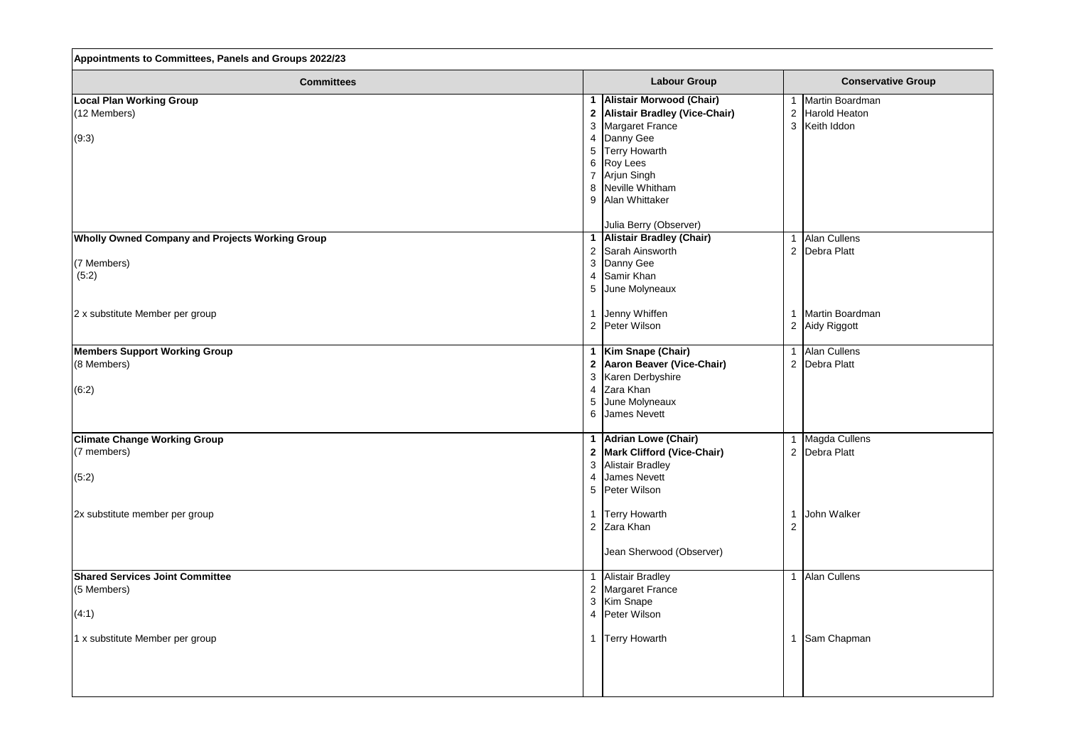**Appointments to Committees, Panels and Groups 2022/23**

| Committees | | Labour Group | | Conservative Group |
|---|---|---|---|---|
| **Local Plan Working Group** | **1** | **Alistair Morwood (Chair)** | 1 | Martin Boardman |
| (12 Members) | **2** | **Alistair Bradley (Vice-Chair)** | 2 | Harold Heaton |
| | 3 | Margaret France | 3 | Keith Iddon |
| (9:3) | 4 | Danny Gee | | |
| | 5 | Terry Howarth | | |
| | 6 | Roy Lees | | |
| | 7 | Arjun Singh | | |
| | 8 | Neville Whitham | | |
| | 9 | Alan Whittaker | | |
| | | Julia Berry (Observer) | | |
| **Wholly Owned Company and Projects Working Group** | **1** | **Alistair Bradley (Chair)** | 1 | Alan Cullens |
| | 2 | Sarah Ainsworth | 2 | Debra Platt |
| (7 Members) | 3 | Danny Gee | | |
| (5:2) | 4 | Samir Khan | | |
| | 5 | June Molyneaux | | |
| 2 x substitute Member per group | 1 | Jenny Whiffen | 1 | Martin Boardman |
| | 2 | Peter Wilson | 2 | Aidy Riggott |
| **Members Support Working Group** | **1** | **Kim Snape (Chair)** | 1 | Alan Cullens |
| (8 Members) | **2** | **Aaron Beaver (Vice-Chair)** | 2 | Debra Platt |
| | 3 | Karen Derbyshire | | |
| (6:2) | 4 | Zara Khan | | |
| | 5 | June Molyneaux | | |
| | 6 | James Nevett | | |
| **Climate Change Working Group** | **1** | **Adrian Lowe (Chair)** | 1 | Magda Cullens |
| (7 members) | **2** | **Mark Clifford (Vice-Chair)** | 2 | Debra Platt |
| | 3 | Alistair Bradley | | |
| (5:2) | 4 | James Nevett | | |
| | 5 | Peter Wilson | | |
| 2x substitute member per group | 1 | Terry Howarth | 1 | John Walker |
| | 2 | Zara Khan | 2 | |
| | | Jean Sherwood (Observer) | | |
| **Shared Services Joint Committee** | 1 | Alistair Bradley | 1 | Alan Cullens |
| (5 Members) | 2 | Margaret France | | |
| | 3 | Kim Snape | | |
| (4:1) | 4 | Peter Wilson | | |
| 1 x substitute Member per group | 1 | Terry Howarth | 1 | Sam Chapman |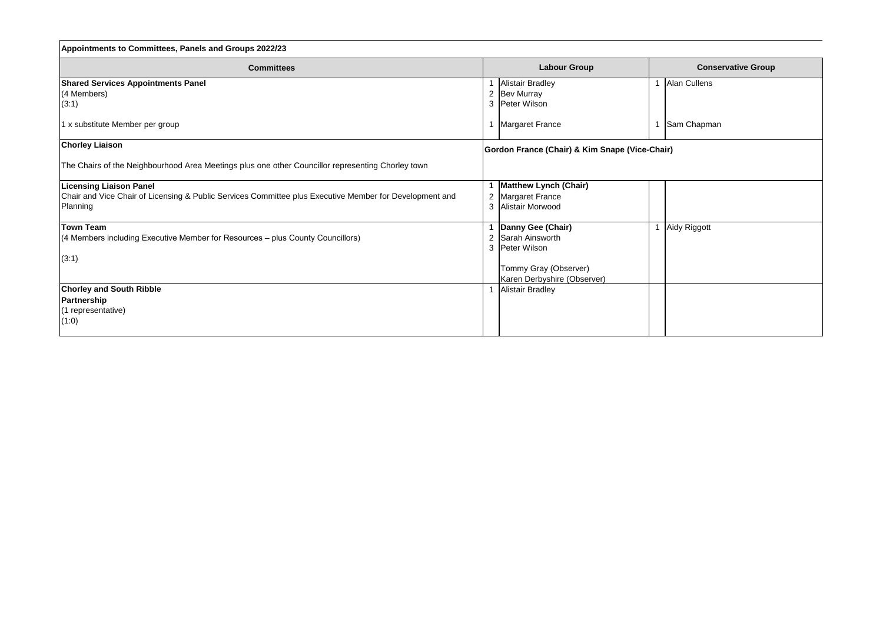## Appointments to Committees, Panels and Groups 2022/23

| Committees | | Labour Group | | Conservative Group |
|---|---|---|---|---|
| **Shared Services Appointments Panel**<br>(4 Members)<br>(3:1) | 1<br>2<br>3 | Alistair Bradley<br>Bev Murray<br>Peter Wilson | 1 | Alan Cullens |
| 1 x substitute Member per group | 1 | Margaret France | 1 | Sam Chapman |
| **Chorley Liaison**<br>The Chairs of the Neighbourhood Area Meetings plus one other Councillor representing Chorley town | | **Gordon France (Chair) & Kim Snape (Vice-Chair)** | | |
| **Licensing Liaison Panel**<br>Chair and Vice Chair of Licensing & Public Services Committee plus Executive Member for Development and Planning | **1**<br>2<br>3 | **Matthew Lynch (Chair)**<br>Margaret France<br>Alistair Morwood | | |
| **Town Team**<br>(4 Members including Executive Member for Resources – plus County Councillors)<br>(3:1) | **1**<br>2<br>3 | **Danny Gee (Chair)**<br>Sarah Ainsworth<br>Peter Wilson<br>Tommy Gray (Observer)<br>Karen Derbyshire (Observer) | 1 | Aidy Riggott |
| **Chorley and South Ribble Partnership**<br>(1 representative)<br>(1:0) | 1 | Alistair Bradley | | |